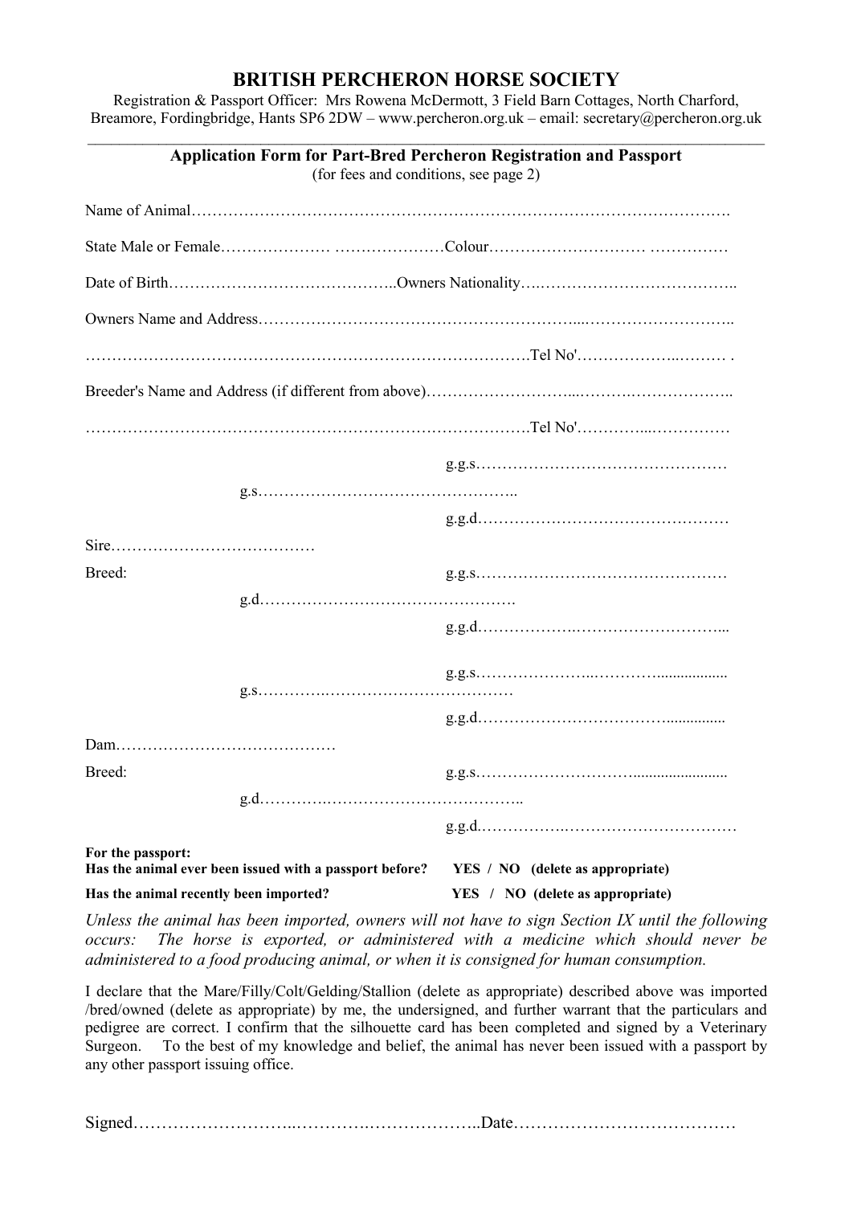# BRITISH PERCHERON HORSE SOCIETY

Registration & Passport Officer: Mrs Rowena McDermott, 3 Field Barn Cottages, North Charford, Breamore, Fordingbridge, Hants SP6 2DW – www.percheron.org.uk – email: secretary@percheron.org.uk

---

## Application Form for Part-Bred Percheron Registration and Passport

(for fees and conditions, see page 2)

Name of Animal…………………………………………………………………………………………….

State Male or Female………………… …………………Colour………………………… ……………

Date of Birth…………………………………..Owners Nationality….……………………………….

Owners Name and Address……………………………………………………...………………………..

……………………………………………………………………………Tel No'………………..……… .

Breeder's Name and Address (if different from above)………………………...……….………………..

……………………………………………………………………………Tel No'…………...……………

g.g.s…………………………………………

g.s…………………………………………..

g.g.d…………………………………………

Sire…………………………………

Breed:

g.g.s…………………………………………

g.d………………………………………….

g.g.d……………….………………………...

g.g.s…………………..………….................

g.s………….……………………………

g.g.d……………………………….............

Dam……………………………………

Breed:

g.g.s………………………….......................

g.d………….………………………………..

g.g.d.…………….……………………………

**For the passport:**

**Has the animal ever been issued with a passport before? YES / NO (delete as appropriate)**

**Has the animal recently been imported? YES / NO (delete as appropriate)**

*Unless the animal has been imported, owners will not have to sign Section IX until the following occurs: The horse is exported, or administered with a medicine which should never be administered to a food producing animal, or when it is consigned for human consumption.*

I declare that the Mare/Filly/Colt/Gelding/Stallion (delete as appropriate) described above was imported /bred/owned (delete as appropriate) by me, the undersigned, and further warrant that the particulars and pedigree are correct. I confirm that the silhouette card has been completed and signed by a Veterinary Surgeon. To the best of my knowledge and belief, the animal has never been issued with a passport by any other passport issuing office.

Signed……………………..………….………………..Date…………………………………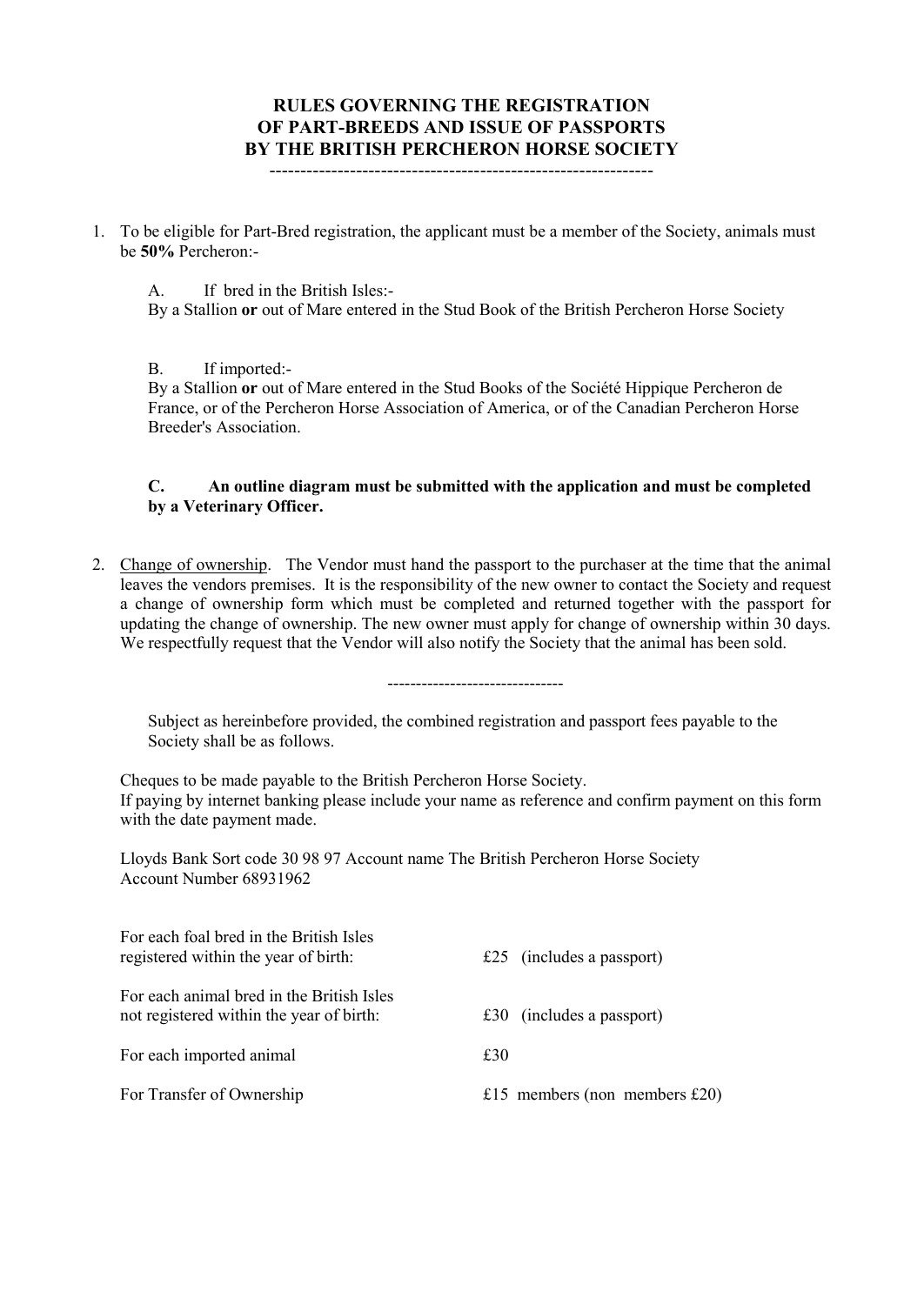# RULES GOVERNING THE REGISTRATION OF PART-BREEDS AND ISSUE OF PASSPORTS BY THE BRITISH PERCHERON HORSE SOCIETY

---

1. To be eligible for Part-Bred registration, the applicant must be a member of the Society, animals must be **50%** Percheron:-

   A. If bred in the British Isles:-
   By a Stallion **or** out of Mare entered in the Stud Book of the British Percheron Horse Society

   B. If imported:-
   By a Stallion **or** out of Mare entered in the Stud Books of the Société Hippique Percheron de France, or of the Percheron Horse Association of America, or of the Canadian Percheron Horse Breeder's Association.

   **C. An outline diagram must be submitted with the application and must be completed by a Veterinary Officer.**

2. Change of ownership. The Vendor must hand the passport to the purchaser at the time that the animal leaves the vendors premises. It is the responsibility of the new owner to contact the Society and request a change of ownership form which must be completed and returned together with the passport for updating the change of ownership. The new owner must apply for change of ownership within 30 days. We respectfully request that the Vendor will also notify the Society that the animal has been sold.

---

Subject as hereinbefore provided, the combined registration and passport fees payable to the Society shall be as follows.

Cheques to be made payable to the British Percheron Horse Society.
If paying by internet banking please include your name as reference and confirm payment on this form with the date payment made.

Lloyds Bank Sort code 30 98 97 Account name The British Percheron Horse Society
Account Number 68931962

| | |
|---|---|
| For each foal bred in the British Isles registered within the year of birth: | £25 (includes a passport) |
| For each animal bred in the British Isles not registered within the year of birth: | £30 (includes a passport) |
| For each imported animal | £30 |
| For Transfer of Ownership | £15 members (non members £20) |